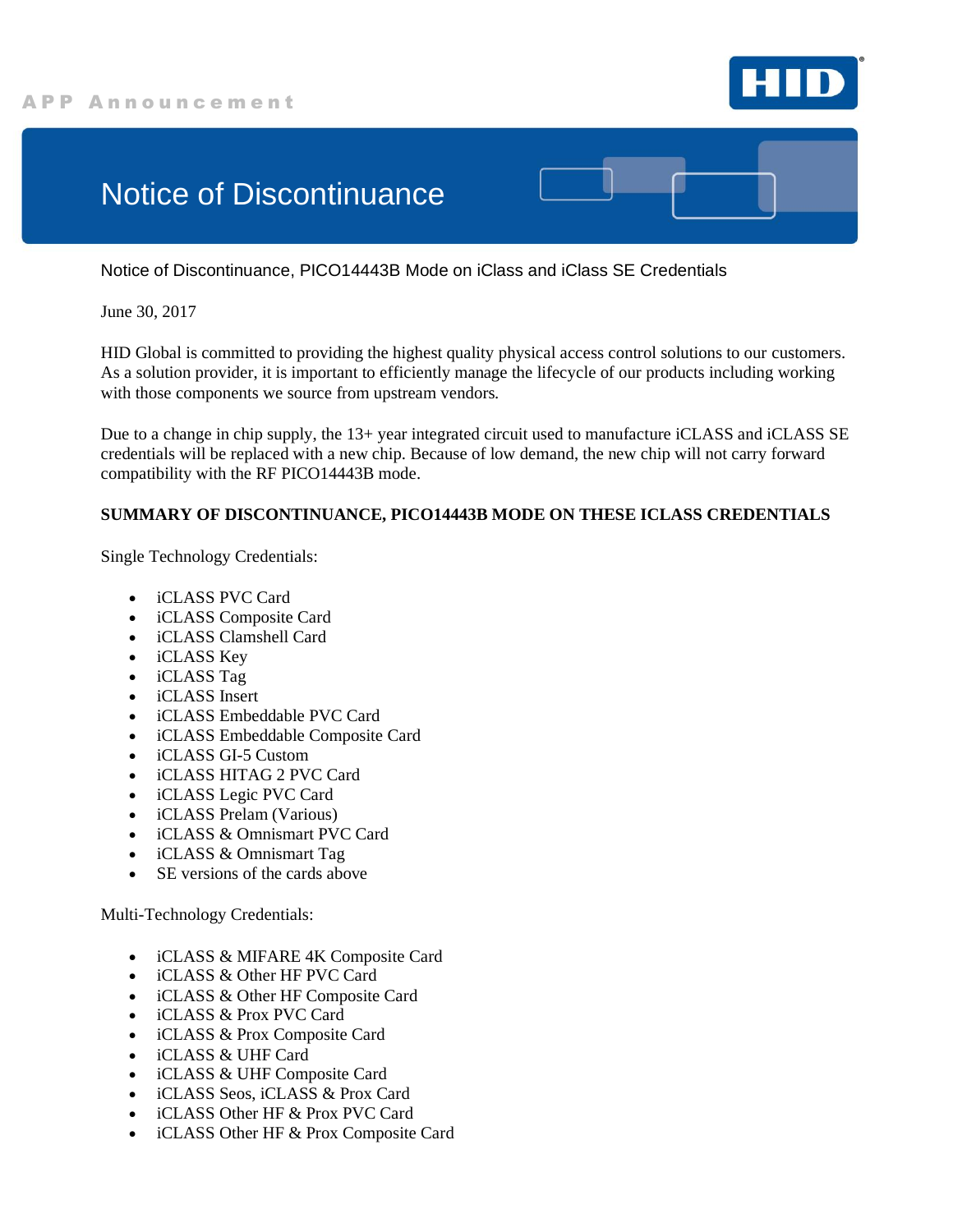APP Announcement

# Notice of Discontinuance

Notice of Discontinuance, PICO14443B Mode on iClass and iClass SE Credentials

June 30, 2017

HID Global is committed to providing the highest quality physical access control solutions to our customers. As a solution provider, it is important to efficiently manage the lifecycle of our products including working with those components we source from upstream vendors.

Due to a change in chip supply, the 13+ year integrated circuit used to manufacture iCLASS and iCLASS SE credentials will be replaced with a new chip. Because of low demand, the new chip will not carry forward compatibility with the RF PICO14443B mode.

**SUMMARY OF DISCONTINUANCE, PICO14443B MODE ON THESE ICLASS CREDENTIALS**

Single Technology Credentials:

- iCLASS PVC Card
- iCLASS Composite Card
- iCLASS Clamshell Card
- iCLASS Key
- iCLASS Tag
- iCLASS Insert
- iCLASS Embeddable PVC Card
- iCLASS Embeddable Composite Card
- iCLASS GI-5 Custom
- iCLASS HITAG 2 PVC Card
- iCLASS Legic PVC Card
- iCLASS Prelam (Various)
- iCLASS & Omnismart PVC Card
- iCLASS & Omnismart Tag
- SE versions of the cards above

Multi-Technology Credentials:

- iCLASS & MIFARE 4K Composite Card
- iCLASS & Other HF PVC Card
- iCLASS & Other HF Composite Card
- iCLASS & Prox PVC Card
- iCLASS & Prox Composite Card
- iCLASS & UHF Card
- iCLASS & UHF Composite Card
- iCLASS Seos, iCLASS & Prox Card
- iCLASS Other HF & Prox PVC Card
- iCLASS Other HF & Prox Composite Card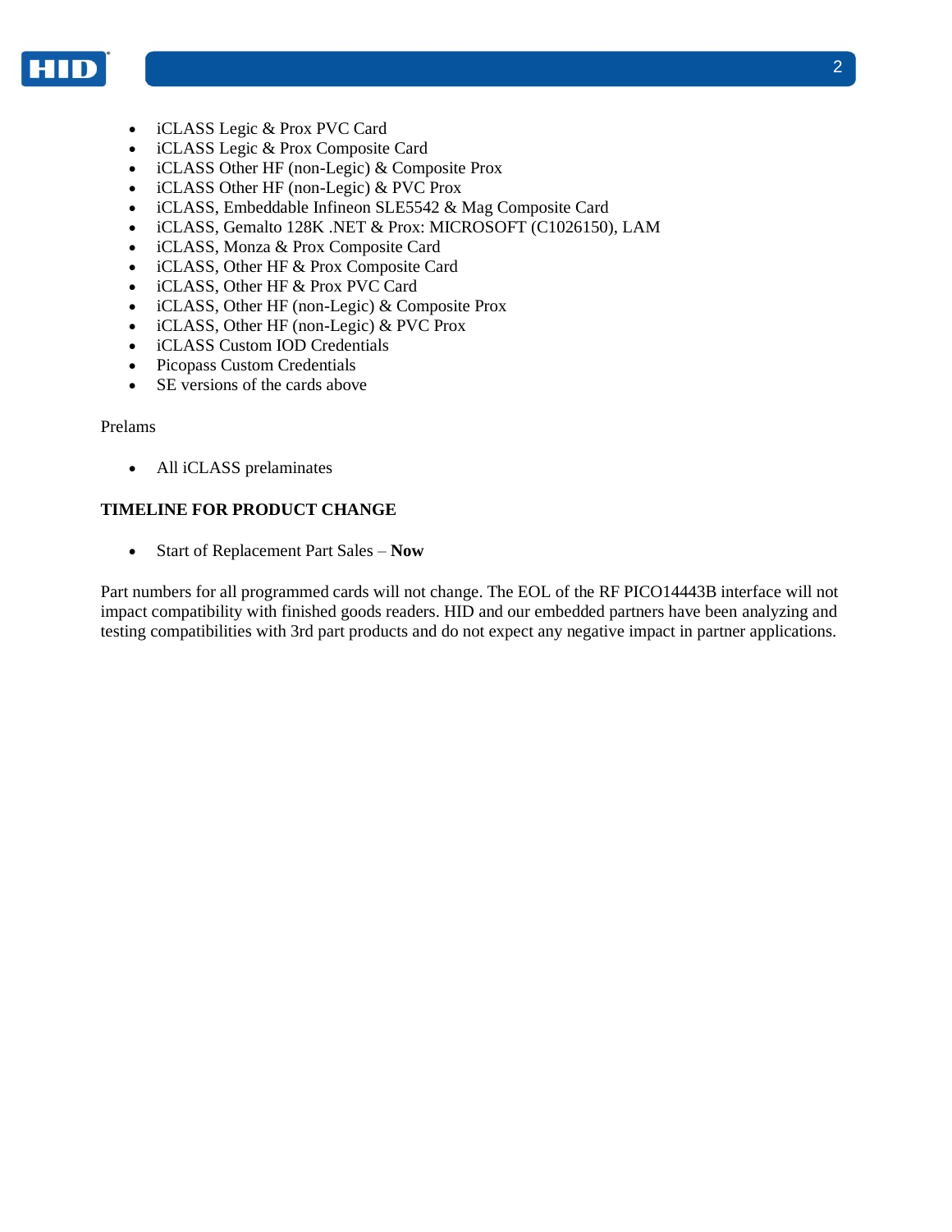- iCLASS Legic & Prox PVC Card
- iCLASS Legic & Prox Composite Card
- iCLASS Other HF (non-Legic) & Composite Prox
- iCLASS Other HF (non-Legic) & PVC Prox
- iCLASS, Embeddable Infineon SLE5542 & Mag Composite Card
- iCLASS, Gemalto 128K .NET & Prox: MICROSOFT (C1026150), LAM
- iCLASS, Monza & Prox Composite Card
- iCLASS, Other HF & Prox Composite Card
- iCLASS, Other HF & Prox PVC Card
- iCLASS, Other HF (non-Legic) & Composite Prox
- iCLASS, Other HF (non-Legic) & PVC Prox
- iCLASS Custom IOD Credentials
- Picopass Custom Credentials
- SE versions of the cards above

Prelams

- All iCLASS prelaminates

**TIMELINE FOR PRODUCT CHANGE**

- Start of Replacement Part Sales – **Now**

Part numbers for all programmed cards will not change. The EOL of the RF PICO14443B interface will not impact compatibility with finished goods readers. HID and our embedded partners have been analyzing and testing compatibilities with 3rd part products and do not expect any negative impact in partner applications.